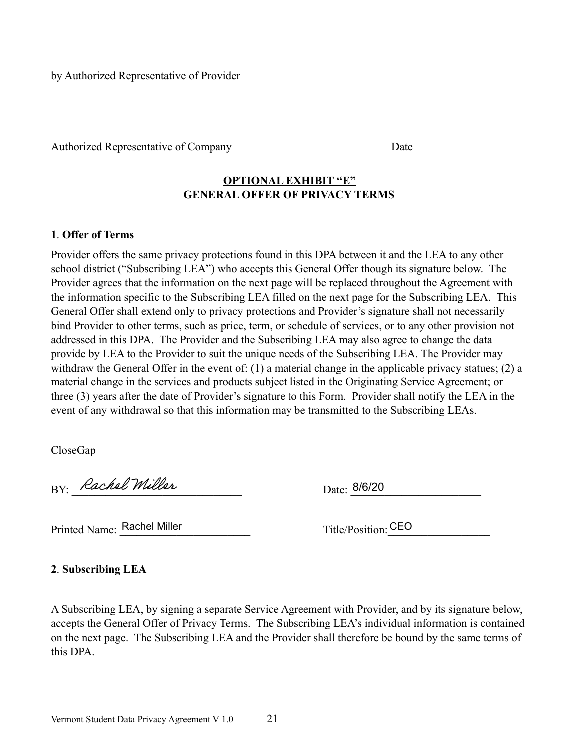by Authorized Representative of Provider

Authorized Representative of Company Date

**OPTIONAL EXHIBIT "E"**
**GENERAL OFFER OF PRIVACY TERMS**

**1**. **Offer of Terms**

Provider offers the same privacy protections found in this DPA between it and the LEA to any other school district ("Subscribing LEA") who accepts this General Offer though its signature below. The Provider agrees that the information on the next page will be replaced throughout the Agreement with the information specific to the Subscribing LEA filled on the next page for the Subscribing LEA. This General Offer shall extend only to privacy protections and Provider's signature shall not necessarily bind Provider to other terms, such as price, term, or schedule of services, or to any other provision not addressed in this DPA. The Provider and the Subscribing LEA may also agree to change the data provide by LEA to the Provider to suit the unique needs of the Subscribing LEA. The Provider may withdraw the General Offer in the event of: (1) a material change in the applicable privacy statues; (2) a material change in the services and products subject listed in the Originating Service Agreement; or three (3) years after the date of Provider's signature to this Form. Provider shall notify the LEA in the event of any withdrawal so that this information may be transmitted to the Subscribing LEAs.

CloseGap

BY: *Rachel Miller* Date: 8/6/20

Printed Name: Rachel Miller Title/Position: CEO

**2**. **Subscribing LEA**

A Subscribing LEA, by signing a separate Service Agreement with Provider, and by its signature below, accepts the General Offer of Privacy Terms. The Subscribing LEA's individual information is contained on the next page. The Subscribing LEA and the Provider shall therefore be bound by the same terms of this DPA.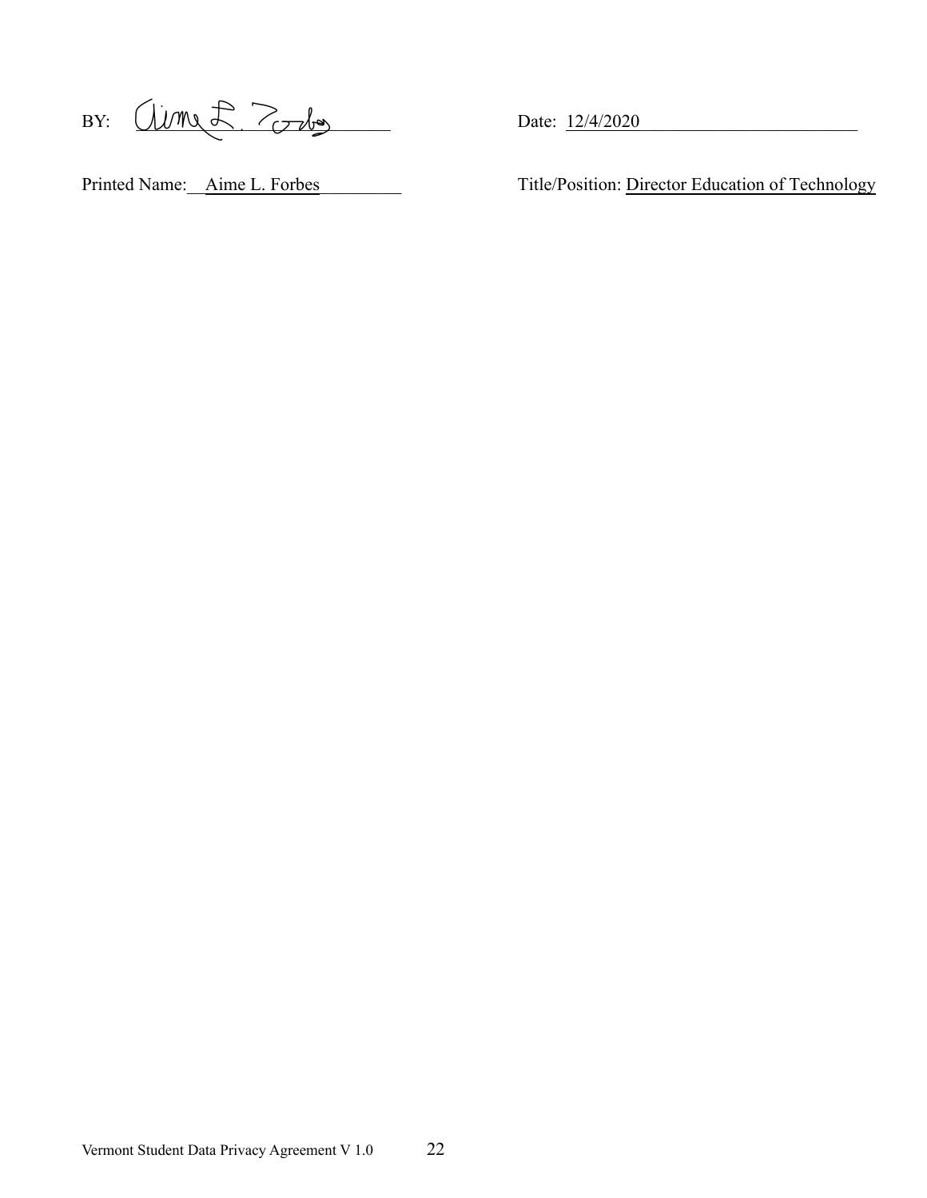BY: _Aime L. Forbes_ Date: 12/4/2020

Printed Name: Aime L. Forbes Title/Position: Director Education of Technology